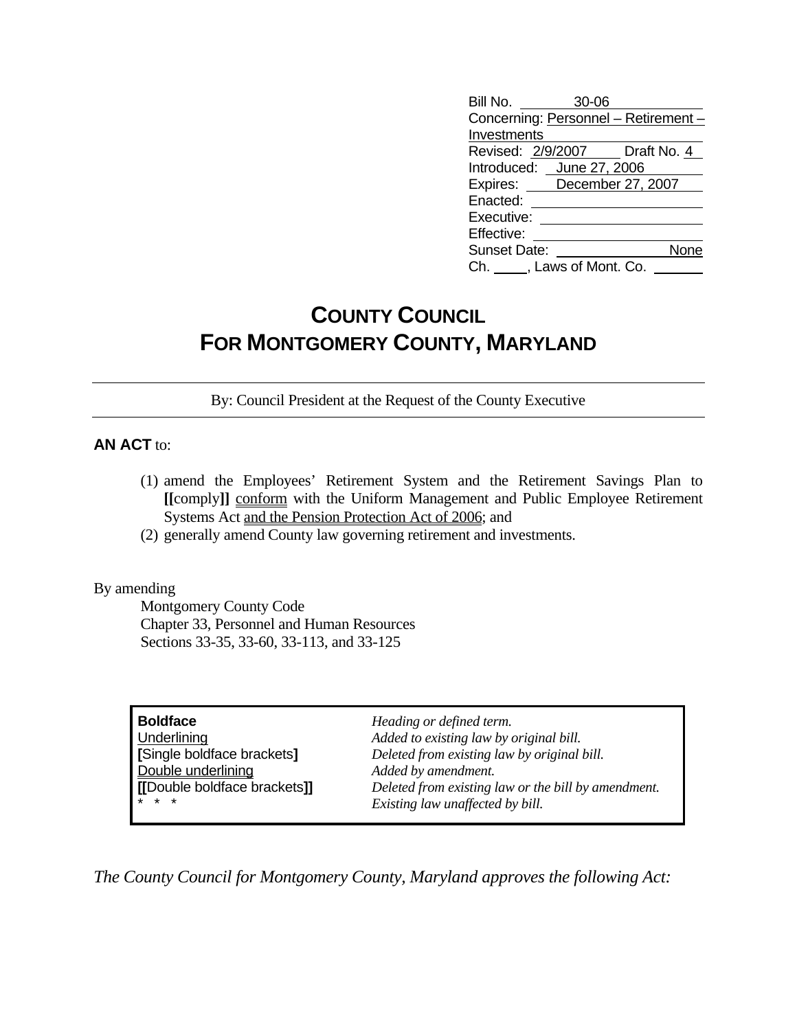Bill No. 30-06
Concerning: Personnel – Retirement – Investments
Revised: 2/9/2007 Draft No. 4
Introduced: June 27, 2006
Expires: December 27, 2007
Enacted:
Executive:
Effective:
Sunset Date: None
Ch. ____, Laws of Mont. Co. ____

# COUNTY COUNCIL
# FOR MONTGOMERY COUNTY, MARYLAND

By: Council President at the Request of the County Executive

**AN ACT** to:

(1) amend the Employees' Retirement System and the Retirement Savings Plan to **[[**comply**]]** conform with the Uniform Management and Public Employee Retirement Systems Act and the Pension Protection Act of 2006; and
(2) generally amend County law governing retirement and investments.

By amending
Montgomery County Code
Chapter 33, Personnel and Human Resources
Sections 33-35, 33-60, 33-113, and 33-125

| | |
|---|---|
| **Boldface** | *Heading or defined term.* |
| Underlining | *Added to existing law by original bill.* |
| **[**Single boldface brackets**]** | *Deleted from existing law by original bill.* |
| Double underlining | *Added by amendment.* |
| **[[**Double boldface brackets**]]** | *Deleted from existing law or the bill by amendment.* |
| * * * | *Existing law unaffected by bill.* |

*The County Council for Montgomery County, Maryland approves the following Act:*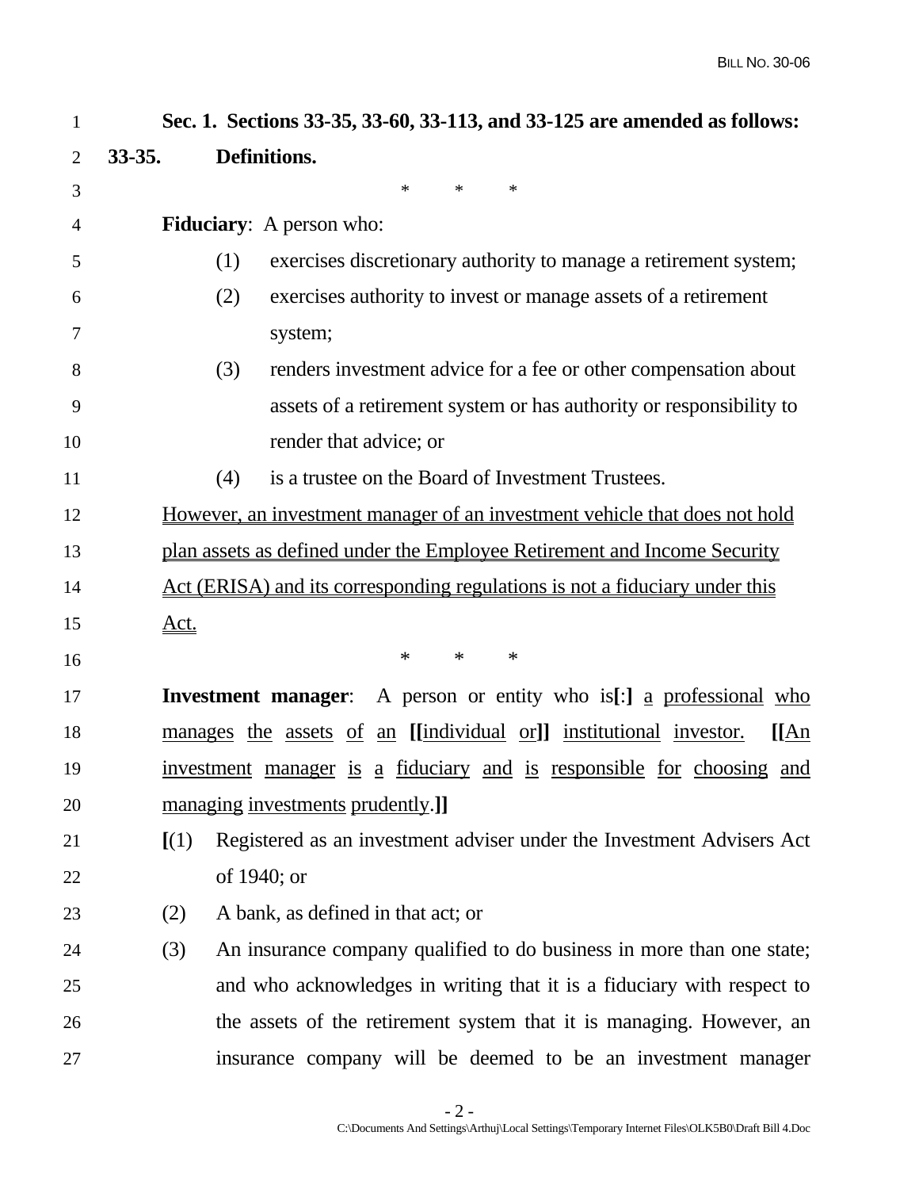**Sec. 1. Sections 33-35, 33-60, 33-113, and 33-125 are amended as follows:**

**33-35. Definitions.**

\* \* \*

**Fiduciary**: A person who:

(1) exercises discretionary authority to manage a retirement system;

(2) exercises authority to invest or manage assets of a retirement system;

(3) renders investment advice for a fee or other compensation about assets of a retirement system or has authority or responsibility to render that advice; or

(4) is a trustee on the Board of Investment Trustees.

<u>However, an investment manager of an investment vehicle that does not hold plan assets as defined under the Employee Retirement and Income Security Act (ERISA) and its corresponding regulations is not a fiduciary under this Act.</u>

\* \* \*

**Investment manager**: A person or entity who is**[**:**]** <u>a professional who manages the assets of an</u> **[[**<u>individual or</u>**]]** <u>institutional investor.</u> **[[**<u>An investment manager is a fiduciary and is responsible for choosing and managing investments prudently</u>.**]]**

**[**(1) Registered as an investment adviser under the Investment Advisers Act of 1940; or

(2) A bank, as defined in that act; or

(3) An insurance company qualified to do business in more than one state; and who acknowledges in writing that it is a fiduciary with respect to the assets of the retirement system that it is managing. However, an insurance company will be deemed to be an investment manager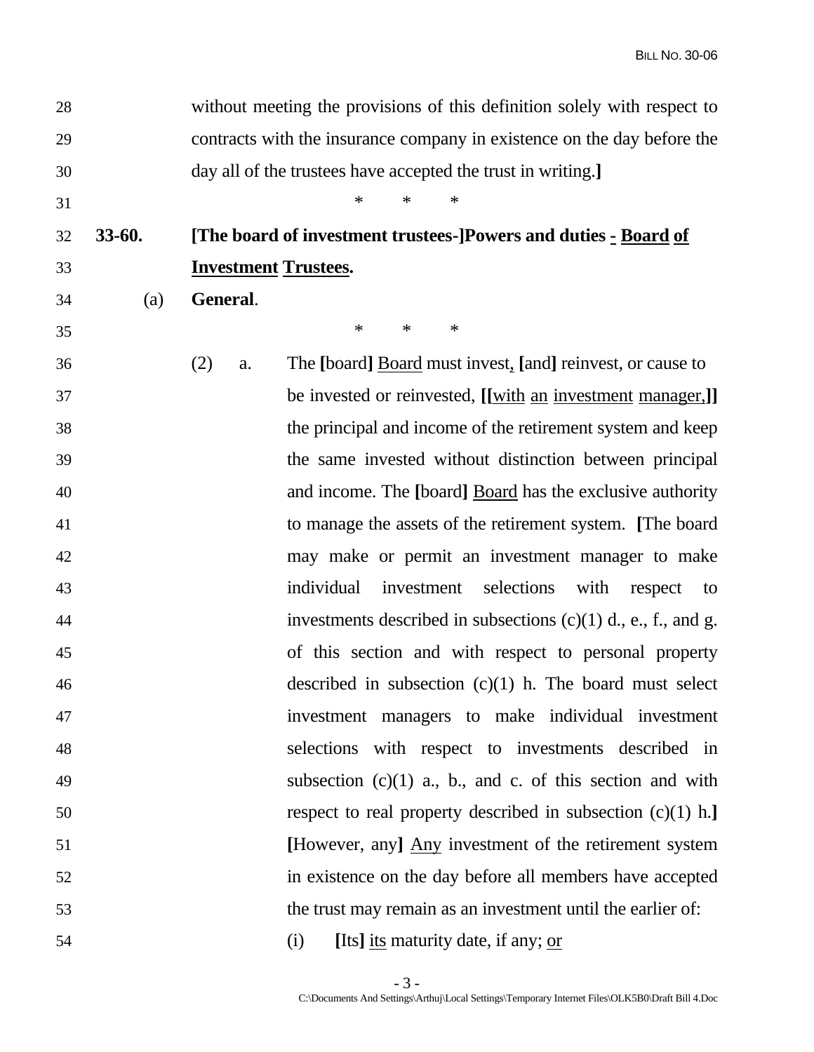without meeting the provisions of this definition solely with respect to contracts with the insurance company in existence on the day before the day all of the trustees have accepted the trust in writing.**]**

\* \* \*

**33-60. [The board of investment trustees-]Powers and duties <u>-</u> <u>Board</u> <u>of</u> <u>Investment</u> <u>Trustees</u>.**

(a) **General**.

\* \* \*

(2) a. The **[**board**]** <u>Board</u> must invest<u>,</u> **[**and**]** reinvest, or cause to be invested or reinvested, **[[**<u>with</u> <u>an</u> <u>investment</u> <u>manager,</u>**]]** the principal and income of the retirement system and keep the same invested without distinction between principal and income. The **[**board**]** <u>Board</u> has the exclusive authority to manage the assets of the retirement system. **[**The board may make or permit an investment manager to make individual investment selections with respect to investments described in subsections (c)(1) d., e., f., and g. of this section and with respect to personal property described in subsection (c)(1) h. The board must select investment managers to make individual investment selections with respect to investments described in subsection (c)(1) a., b., and c. of this section and with respect to real property described in subsection (c)(1) h.**]** **[**However, any**]** <u>Any</u> investment of the retirement system in existence on the day before all members have accepted the trust may remain as an investment until the earlier of:

(i) **[**Its**]** <u>its</u> maturity date, if any; <u>or</u>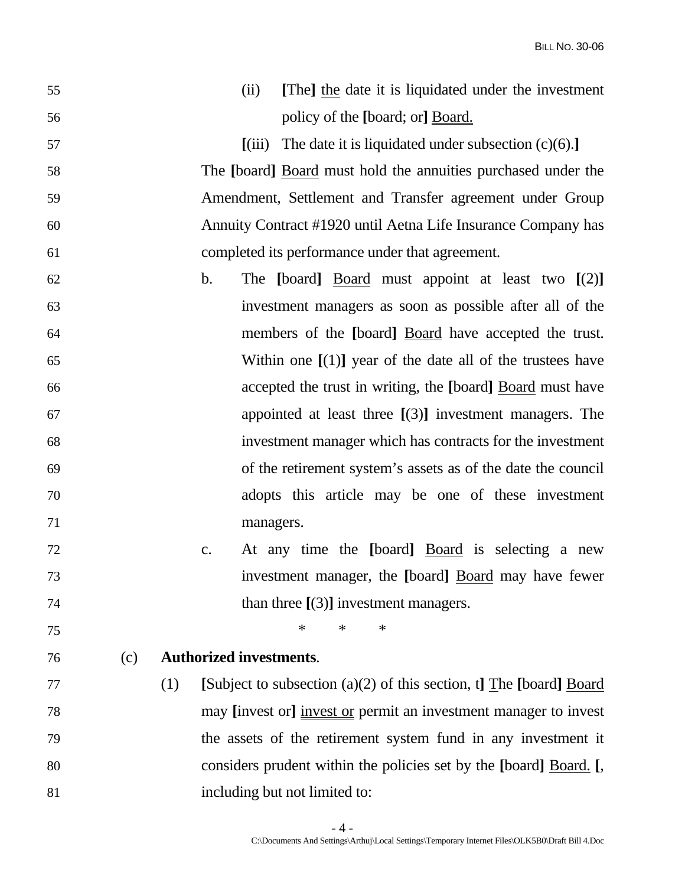55 (ii) **[**The**]** <u>the</u> date it is liquidated under the investment
56 policy of the **[**board; or**]** <u>Board.</u>

57 **[**(iii) The date it is liquidated under subsection (c)(6).**]**

58 The **[**board**]** <u>Board</u> must hold the annuities purchased under the
59 Amendment, Settlement and Transfer agreement under Group
60 Annuity Contract #1920 until Aetna Life Insurance Company has
61 completed its performance under that agreement.

62 b. The **[**board**]** <u>Board</u> must appoint at least two **[**(2)**]**
63 investment managers as soon as possible after all of the
64 members of the **[**board**]** <u>Board</u> have accepted the trust.
65 Within one **[**(1)**]** year of the date all of the trustees have
66 accepted the trust in writing, the **[**board**]** <u>Board</u> must have
67 appointed at least three **[**(3)**]** investment managers. The
68 investment manager which has contracts for the investment
69 of the retirement system's assets as of the date the council
70 adopts this article may be one of these investment
71 managers.

72 c. At any time the **[**board**]** <u>Board</u> is selecting a new
73 investment manager, the **[**board**]** <u>Board</u> may have fewer
74 than three **[**(3)**]** investment managers.

75 * * *

76 (c) **Authorized investments**.

77 (1) **[**Subject to subsection (a)(2) of this section, t**]** <u>T</u>he **[**board**]** <u>Board</u>
78 may **[**invest or**]** <u>invest or</u> permit an investment manager to invest
79 the assets of the retirement system fund in any investment it
80 considers prudent within the policies set by the **[**board**]** <u>Board.</u> **[**,
81 including but not limited to: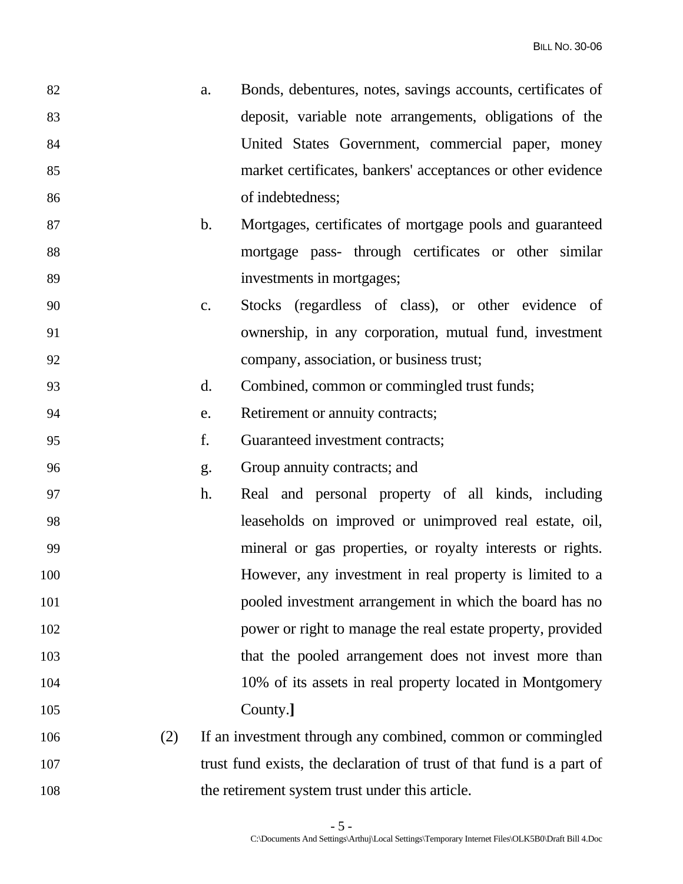a. Bonds, debentures, notes, savings accounts, certificates of deposit, variable note arrangements, obligations of the United States Government, commercial paper, money market certificates, bankers' acceptances or other evidence of indebtedness;

b. Mortgages, certificates of mortgage pools and guaranteed mortgage pass- through certificates or other similar investments in mortgages;

c. Stocks (regardless of class), or other evidence of ownership, in any corporation, mutual fund, investment company, association, or business trust;

d. Combined, common or commingled trust funds;

e. Retirement or annuity contracts;

f. Guaranteed investment contracts;

g. Group annuity contracts; and

h. Real and personal property of all kinds, including leaseholds on improved or unimproved real estate, oil, mineral or gas properties, or royalty interests or rights. However, any investment in real property is limited to a pooled investment arrangement in which the board has no power or right to manage the real estate property, provided that the pooled arrangement does not invest more than 10% of its assets in real property located in Montgomery County.**]**

(2) If an investment through any combined, common or commingled trust fund exists, the declaration of trust of that fund is a part of the retirement system trust under this article.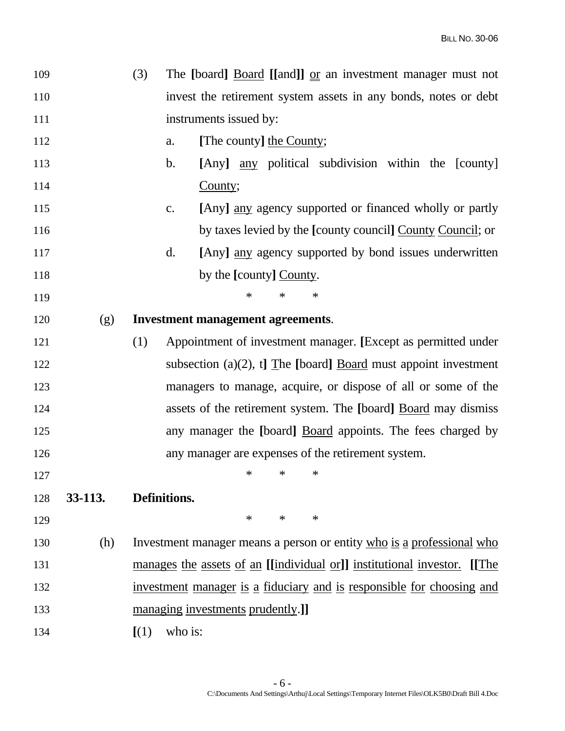109 (3) The **[**board**]** <u>Board</u> **[[**and**]]** <u>or</u> an investment manager must not
110 invest the retirement system assets in any bonds, notes or debt
111 instruments issued by:
112 a. **[**The county**]** <u>the County</u>;
113 b. **[**Any**]** <u>any</u> political subdivision within the [county]
114 <u>County</u>;
115 c. **[**Any**]** <u>any</u> agency supported or financed wholly or partly
116 by taxes levied by the **[**county council**]** <u>County Council</u>; or
117 d. **[**Any**]** <u>any</u> agency supported by bond issues underwritten
118 by the **[**county**]** <u>County</u>.
119 * * *
120 (g) **Investment management agreements**.
121 (1) Appointment of investment manager. **[**Except as permitted under
122 subsection (a)(2), t**]** <u>T</u>he **[**board**]** <u>Board</u> must appoint investment
123 managers to manage, acquire, or dispose of all or some of the
124 assets of the retirement system. The **[**board**]** <u>Board</u> may dismiss
125 any manager the **[**board**]** <u>Board</u> appoints. The fees charged by
126 any manager are expenses of the retirement system.
127 * * *
128 **33-113. Definitions.**
129 * * *
130 (h) Investment manager means a person or entity <u>who is a professional who</u>
131 <u>manages the assets of an</u> **[[**<u>individual or</u>**]]** <u>institutional investor.</u> **[[**<u>The</u>
132 <u>investment manager is a fiduciary and is responsible for choosing and</u>
133 <u>managing investments prudently</u>.**]]**
134 **[**(1) who is: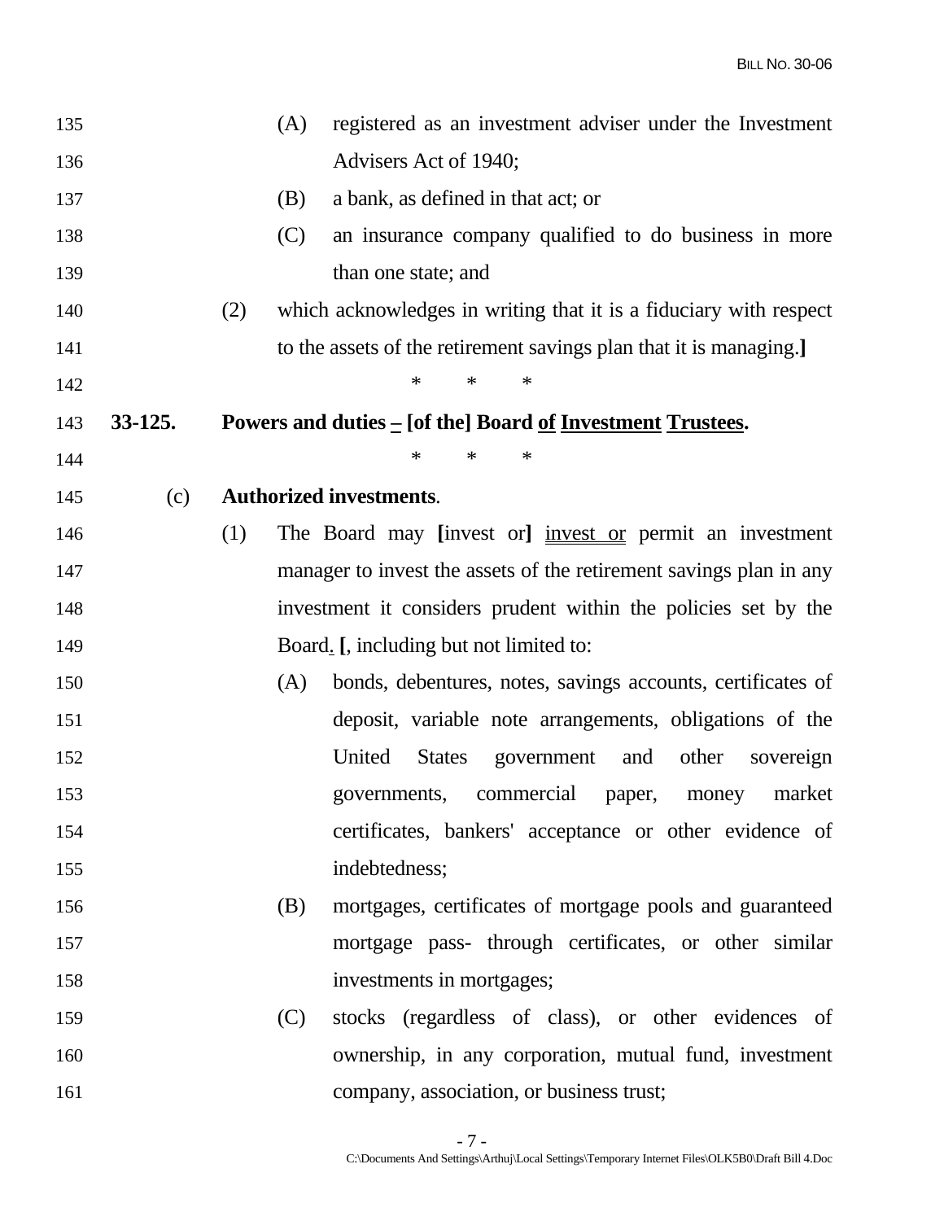(A) registered as an investment adviser under the Investment Advisers Act of 1940;

(B) a bank, as defined in that act; or

(C) an insurance company qualified to do business in more than one state; and

(2) which acknowledges in writing that it is a fiduciary with respect to the assets of the retirement savings plan that it is managing.**]**

\* \* \*

**33-125. Powers and duties – [of the] Board <u>of</u> <u>Investment</u> <u>Trustees</u>.**

\* \* \*

(c) **Authorized investments**.

(1) The Board may **[**invest or**]** <u>invest or</u> permit an investment manager to invest the assets of the retirement savings plan in any investment it considers prudent within the policies set by the Board<u>.</u> **[**, including but not limited to:

(A) bonds, debentures, notes, savings accounts, certificates of deposit, variable note arrangements, obligations of the United States government and other sovereign governments, commercial paper, money market certificates, bankers' acceptance or other evidence of indebtedness;

(B) mortgages, certificates of mortgage pools and guaranteed mortgage pass- through certificates, or other similar investments in mortgages;

(C) stocks (regardless of class), or other evidences of ownership, in any corporation, mutual fund, investment company, association, or business trust;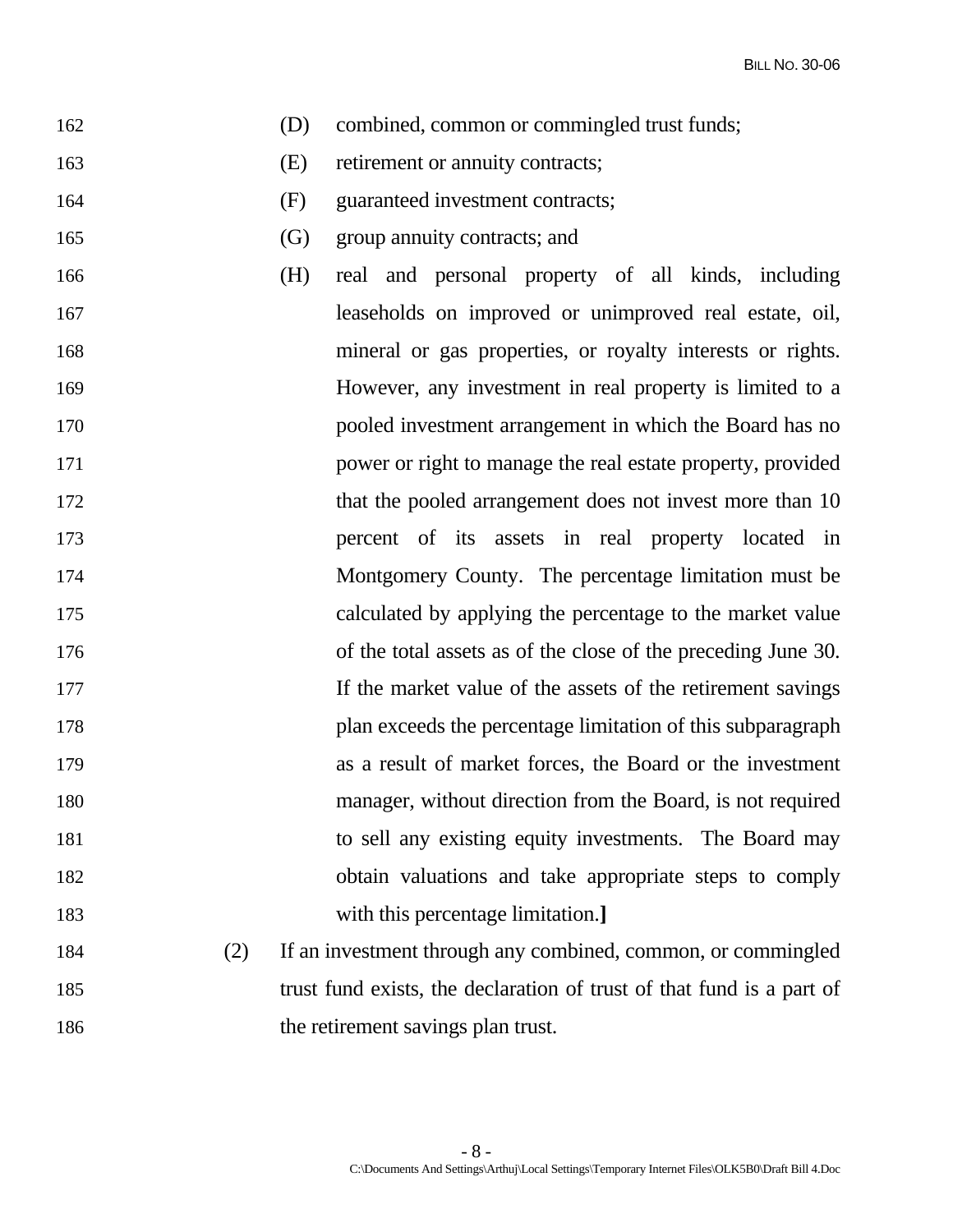(D) combined, common or commingled trust funds;

(E) retirement or annuity contracts;

(F) guaranteed investment contracts;

(G) group annuity contracts; and

(H) real and personal property of all kinds, including leaseholds on improved or unimproved real estate, oil, mineral or gas properties, or royalty interests or rights. However, any investment in real property is limited to a pooled investment arrangement in which the Board has no power or right to manage the real estate property, provided that the pooled arrangement does not invest more than 10 percent of its assets in real property located in Montgomery County. The percentage limitation must be calculated by applying the percentage to the market value of the total assets as of the close of the preceding June 30. If the market value of the assets of the retirement savings plan exceeds the percentage limitation of this subparagraph as a result of market forces, the Board or the investment manager, without direction from the Board, is not required to sell any existing equity investments. The Board may obtain valuations and take appropriate steps to comply with this percentage limitation.**]**

(2) If an investment through any combined, common, or commingled trust fund exists, the declaration of trust of that fund is a part of the retirement savings plan trust.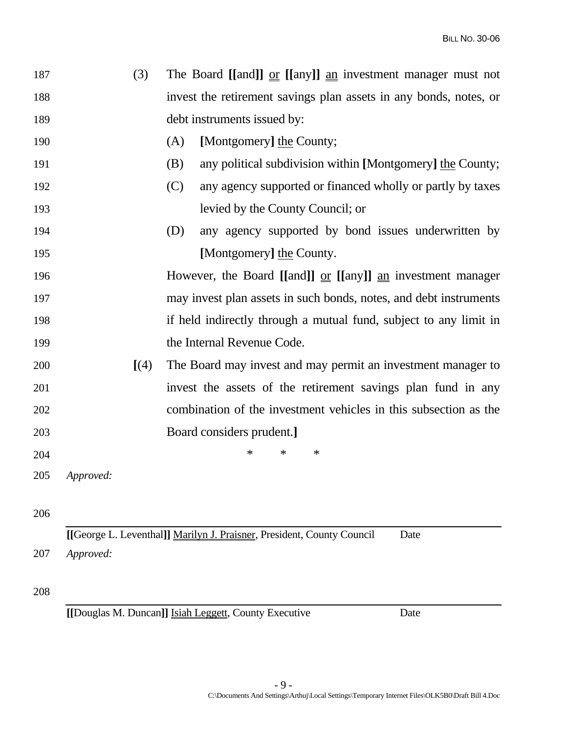187 (3) The Board **[[**and**]]** or **[[**any**]]** an investment manager must not
188 invest the retirement savings plan assets in any bonds, notes, or
189 debt instruments issued by:

190 (A) **[**Montgomery**]** the County;

191 (B) any political subdivision within **[**Montgomery**]** the County;

192 (C) any agency supported or financed wholly or partly by taxes
193 levied by the County Council; or

194 (D) any agency supported by bond issues underwritten by
195 **[**Montgomery**]** the County.

196 However, the Board **[[**and**]]** or **[[**any**]]** an investment manager
197 may invest plan assets in such bonds, notes, and debt instruments
198 if held indirectly through a mutual fund, subject to any limit in
199 the Internal Revenue Code.

200 **[**(4) The Board may invest and may permit an investment manager to
201 invest the assets of the retirement savings plan fund in any
202 combination of the investment vehicles in this subsection as the
203 Board considers prudent.**]**

204 \* \* \*

205 *Approved:*

206

**[[**George L. Leventhal**]]** Marilyn J. Praisner, President, County Council Date

207 *Approved:*

208

**[[**Douglas M. Duncan**]]** Isiah Leggett, County Executive Date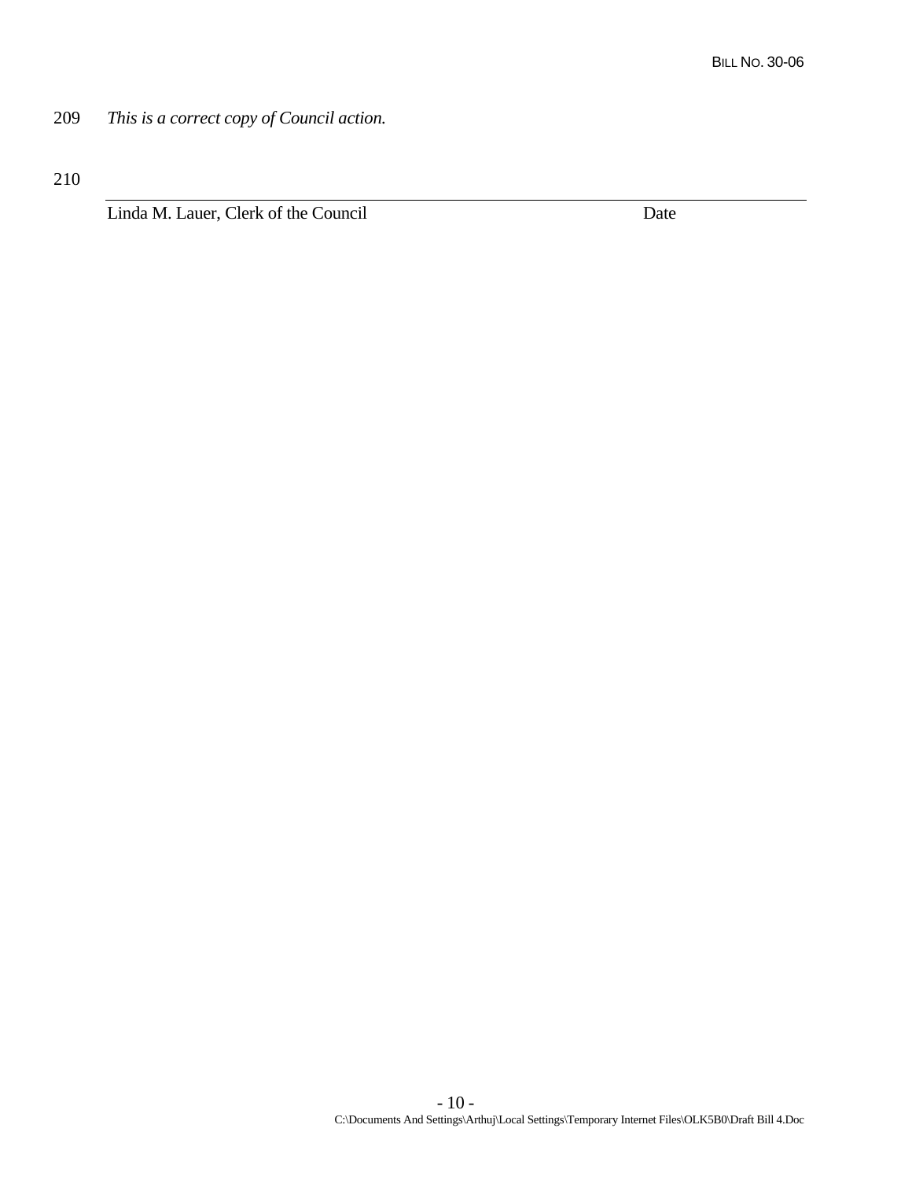209 *This is a correct copy of Council action.*

210

Linda M. Lauer, Clerk of the Council                                        Date

C:\Documents And Settings\Arthuj\Local Settings\Temporary Internet Files\OLK5B0\Draft Bill 4.Doc